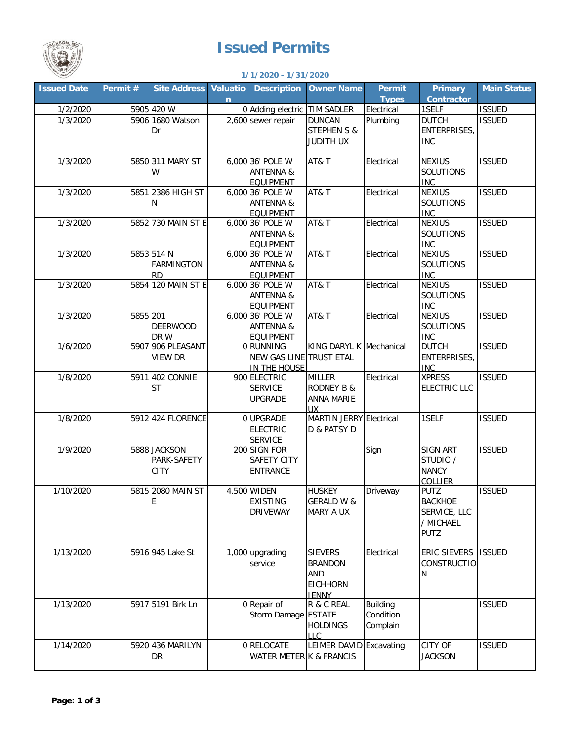# Issued Permits

**1/1/2020 - 1/31/2020**

| Issued Date | Permit # | Site Address | Valuation | Description | Owner Name | Permit Types | Primary Contractor | Main Status |
|---|---|---|---|---|---|---|---|---|
| 1/2/2020 | 5905 | 420 W | 0 | Adding electric | TIM SADLER | Electrical | 1SELF | ISSUED |
| 1/3/2020 | 5906 | 1680 Watson Dr | 2,600 | sewer repair | DUNCAN STEPHEN S & JUDITH UX | Plumbing | DUTCH ENTERPRISES, INC | ISSUED |
| 1/3/2020 | 5850 | 311 MARY ST W | 6,000 | 36' POLE W ANTENNA & EQUIPMENT | AT& T | Electrical | NEXIUS SOLUTIONS INC | ISSUED |
| 1/3/2020 | 5851 | 2386 HIGH ST N | 6,000 | 36' POLE W ANTENNA & EQUIPMENT | AT& T | Electrical | NEXIUS SOLUTIONS INC | ISSUED |
| 1/3/2020 | 5852 | 730 MAIN ST E | 6,000 | 36' POLE W ANTENNA & EQUIPMENT | AT& T | Electrical | NEXIUS SOLUTIONS INC | ISSUED |
| 1/3/2020 | 5853 | 514 N FARMINGTON RD | 6,000 | 36' POLE W ANTENNA & EQUIPMENT | AT& T | Electrical | NEXIUS SOLUTIONS INC | ISSUED |
| 1/3/2020 | 5854 | 120 MAIN ST E | 6,000 | 36' POLE W ANTENNA & EQUIPMENT | AT& T | Electrical | NEXIUS SOLUTIONS INC | ISSUED |
| 1/3/2020 | 5855 | 201 DEERWOOD DR W | 6,000 | 36' POLE W ANTENNA & EQUIPMENT | AT& T | Electrical | NEXIUS SOLUTIONS INC | ISSUED |
| 1/6/2020 | 5907 | 906 PLEASANT VIEW DR | 0 | RUNNING NEW GAS LINE IN THE HOUSE | KING DARYL K TRUST ETAL | Mechanical | DUTCH ENTERPRISES, INC | ISSUED |
| 1/8/2020 | 5911 | 402 CONNIE ST | 900 | ELECTRIC SERVICE UPGRADE | MILLER RODNEY B & ANNA MARIE UX | Electrical | XPRESS ELECTRIC LLC | ISSUED |
| 1/8/2020 | 5912 | 424 FLORENCE | 0 | UPGRADE ELECTRIC SERVICE | MARTIN JERRY D & PATSY D | Electrical | 1SELF | ISSUED |
| 1/9/2020 | 5888 | JACKSON PARK-SAFETY CITY | 200 | SIGN FOR SAFETY CITY ENTRANCE | | Sign | SIGN ART STUDIO / NANCY COLLIER | ISSUED |
| 1/10/2020 | 5815 | 2080 MAIN ST E | 4,500 | WIDEN EXISTING DRIVEWAY | HUSKEY GERALD W & MARY A UX | Driveway | PUTZ BACKHOE SERVICE, LLC / MICHAEL PUTZ | ISSUED |
| 1/13/2020 | 5916 | 945 Lake St | 1,000 | upgrading service | SIEVERS BRANDON AND EICHHORN JENNY | Electrical | ERIC SIEVERS CONSTRUCTION | ISSUED |
| 1/13/2020 | 5917 | 5191 Birk Ln | 0 | Repair of Storm Damage | R & C REAL ESTATE HOLDINGS LLC | Building Condition Complain | | ISSUED |
| 1/14/2020 | 5920 | 436 MARILYN DR | 0 | RELOCATE WATER METER | LEIMER DAVID K & FRANCIS | Excavating | CITY OF JACKSON | ISSUED |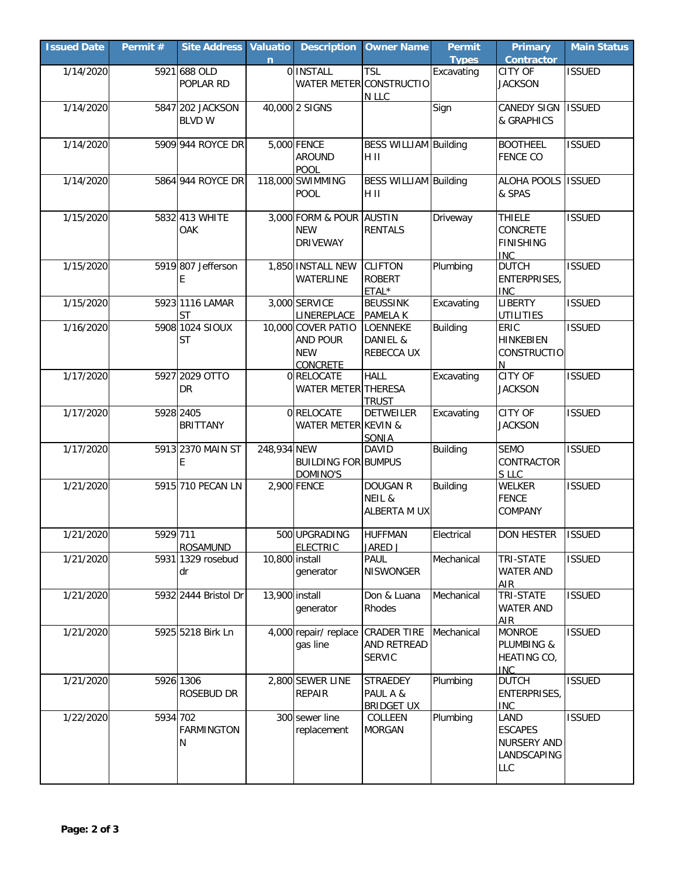| Issued Date | Permit # | Site Address | Valuation | Description | Owner Name | Permit Types | Primary Contractor | Main Status |
|---|---|---|---|---|---|---|---|---|
| 1/14/2020 | 5921 | 688 OLD POPLAR RD | 0 | INSTALL WATER METER | TSL CONSTRUCTION LLC | Excavating | CITY OF JACKSON | ISSUED |
| 1/14/2020 | 5847 | 202 JACKSON BLVD W | 40,000 | 2 SIGNS | | Sign | CANEDY SIGN & GRAPHICS | ISSUED |
| 1/14/2020 | 5909 | 944 ROYCE DR | 5,000 | FENCE AROUND POOL | BESS WILLIAM H II | Building | BOOTHEEL FENCE CO | ISSUED |
| 1/14/2020 | 5864 | 944 ROYCE DR | 118,000 | SWIMMING POOL | BESS WILLIAM H II | Building | ALOHA POOLS & SPAS | ISSUED |
| 1/15/2020 | 5832 | 413 WHITE OAK | 3,000 | FORM & POUR NEW DRIVEWAY | AUSTIN RENTALS | Driveway | THIELE CONCRETE FINISHING INC | ISSUED |
| 1/15/2020 | 5919 | 807 Jefferson E | 1,850 | INSTALL NEW WATERLINE | CLIFTON ROBERT ETAL* | Plumbing | DUTCH ENTERPRISES, INC | ISSUED |
| 1/15/2020 | 5923 | 1116 LAMAR ST | 3,000 | SERVICE LINEREPLACE | BEUSSINK PAMELA K | Excavating | LIBERTY UTILITIES | ISSUED |
| 1/16/2020 | 5908 | 1024 SIOUX ST | 10,000 | COVER PATIO AND POUR NEW CONCRETE | LOENNEKE DANIEL & REBECCA UX | Building | ERIC HINKEBIEN CONSTRUCTION | ISSUED |
| 1/17/2020 | 5927 | 2029 OTTO DR | 0 | RELOCATE WATER METER | HALL THERESA TRUST | Excavating | CITY OF JACKSON | ISSUED |
| 1/17/2020 | 5928 | 2405 BRITTANY | 0 | RELOCATE WATER METER | DETWEILER KEVIN & SONJA | Excavating | CITY OF JACKSON | ISSUED |
| 1/17/2020 | 5913 | 2370 MAIN ST E | 248,934 | NEW BUILDING FOR DOMINO'S | DAVID BUMPUS | Building | SEMO CONTRACTORS LLC | ISSUED |
| 1/21/2020 | 5915 | 710 PECAN LN | 2,900 | FENCE | DOUGAN R NEIL & ALBERTA M UX | Building | WELKER FENCE COMPANY | ISSUED |
| 1/21/2020 | 5929 | 711 ROSAMUND | 500 | UPGRADING ELECTRIC | HUFFMAN JARED J | Electrical | DON HESTER | ISSUED |
| 1/21/2020 | 5931 | 1329 rosebud dr | 10,800 | install generator | PAUL NISWONGER | Mechanical | TRI-STATE WATER AND AIR | ISSUED |
| 1/21/2020 | 5932 | 2444 Bristol Dr | 13,900 | install generator | Don & Luana Rhodes | Mechanical | TRI-STATE WATER AND AIR | ISSUED |
| 1/21/2020 | 5925 | 5218 Birk Ln | 4,000 | repair/ replace gas line | CRADER TIRE AND RETREAD SERVIC | Mechanical | MONROE PLUMBING & HEATING CO, INC | ISSUED |
| 1/21/2020 | 5926 | 1306 ROSEBUD DR | 2,800 | SEWER LINE REPAIR | STRAEDEY PAUL A & BRIDGET UX | Plumbing | DUTCH ENTERPRISES, INC | ISSUED |
| 1/22/2020 | 5934 | 702 FARMINGTON N | 300 | sewer line replacement | COLLEEN MORGAN | Plumbing | LAND ESCAPES NURSERY AND LANDSCAPING LLC | ISSUED |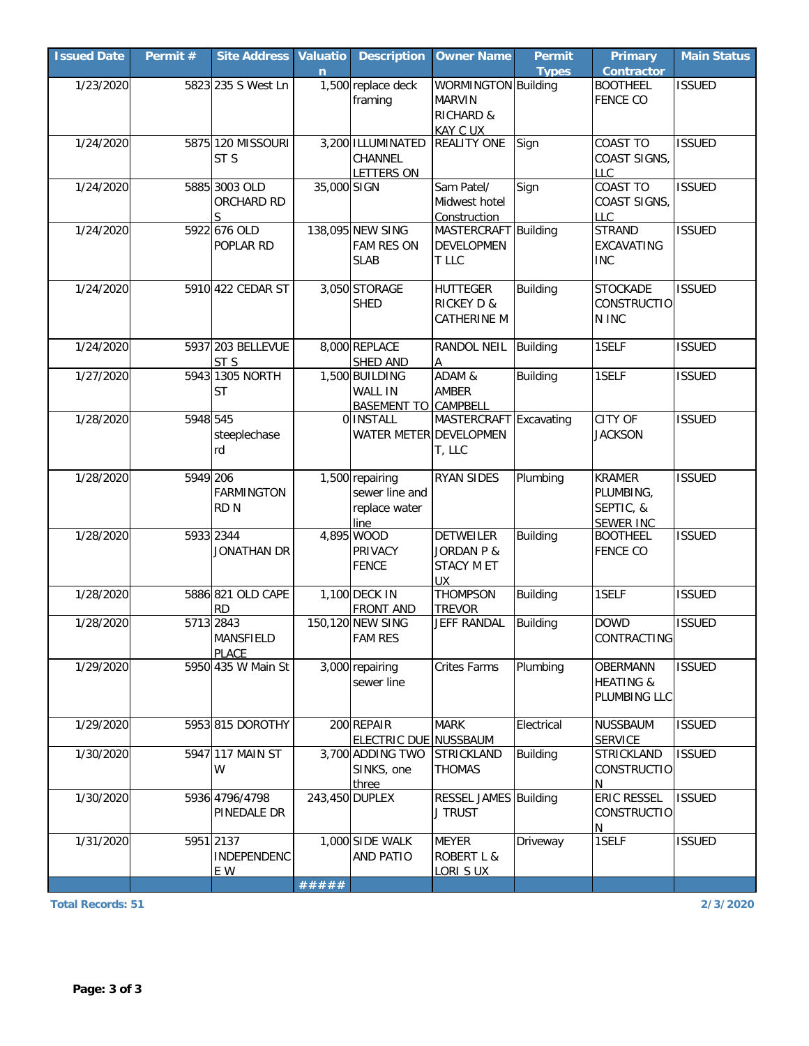| Issued Date | Permit # | Site Address | Valuation | Description | Owner Name | Permit Types | Primary Contractor | Main Status |
|---|---|---|---|---|---|---|---|---|
| 1/23/2020 | 5823 | 235 S West Ln | 1,500 | replace deck framing | WORMINGTON MARVIN RICHARD & KAY C UX | Building | BOOTHEEL FENCE CO | ISSUED |
| 1/24/2020 | 5875 | 120 MISSOURI ST S | 3,200 | ILLUMINATED CHANNEL LETTERS ON | REALITY ONE | Sign | COAST TO COAST SIGNS, LLC | ISSUED |
| 1/24/2020 | 5885 | 3003 OLD ORCHARD RD S | 35,000 | SIGN | Sam Patel/ Midwest hotel Construction | Sign | COAST TO COAST SIGNS, LLC | ISSUED |
| 1/24/2020 | 5922 | 676 OLD POPLAR RD | 138,095 | NEW SING FAM RES ON SLAB | MASTERCRAFT DEVELOPMENT LLC | Building | STRAND EXCAVATING INC | ISSUED |
| 1/24/2020 | 5910 | 422 CEDAR ST | 3,050 | STORAGE SHED | HUTTEGER RICKEY D & CATHERINE M | Building | STOCKADE CONSTRUCTION INC | ISSUED |
| 1/24/2020 | 5937 | 203 BELLEVUE ST S | 8,000 | REPLACE SHED AND | RANDOL NEIL A | Building | 1SELF | ISSUED |
| 1/27/2020 | 5943 | 1305 NORTH ST | 1,500 | BUILDING WALL IN BASEMENT TO | ADAM & AMBER CAMPBELL | Building | 1SELF | ISSUED |
| 1/28/2020 | 5948 | 545 steeplechase rd | 0 | INSTALL WATER METER | MASTERCRAFT DEVELOPMENT, LLC | Excavating | CITY OF JACKSON | ISSUED |
| 1/28/2020 | 5949 | 206 FARMINGTON RD N | 1,500 | repairing sewer line and replace water line | RYAN SIDES | Plumbing | KRAMER PLUMBING, SEPTIC, & SEWER INC | ISSUED |
| 1/28/2020 | 5933 | 2344 JONATHAN DR | 4,895 | WOOD PRIVACY FENCE | DETWEILER JORDAN P & STACY M ET UX | Building | BOOTHEEL FENCE CO | ISSUED |
| 1/28/2020 | 5886 | 821 OLD CAPE RD | 1,100 | DECK IN FRONT AND | THOMPSON TREVOR | Building | 1SELF | ISSUED |
| 1/28/2020 | 5713 | 2843 MANSFIELD PLACE | 150,120 | NEW SING FAM RES | JEFF RANDAL | Building | DOWD CONTRACTING | ISSUED |
| 1/29/2020 | 5950 | 435 W Main St | 3,000 | repairing sewer line | Crites Farms | Plumbing | OBERMANN HEATING & PLUMBING LLC | ISSUED |
| 1/29/2020 | 5953 | 815 DOROTHY | 200 | REPAIR ELECTRIC DUE | MARK NUSSBAUM | Electrical | NUSSBAUM SERVICE | ISSUED |
| 1/30/2020 | 5947 | 117 MAIN ST W | 3,700 | ADDING TWO SINKS, one three | STRICKLAND THOMAS | Building | STRICKLAND CONSTRUCTION | ISSUED |
| 1/30/2020 | 5936 | 4796/4798 PINEDALE DR | 243,450 | DUPLEX | RESSEL JAMES J TRUST | Building | ERIC RESSEL CONSTRUCTION | ISSUED |
| 1/31/2020 | 5951 | 2137 INDEPENDENCE W | 1,000 | SIDE WALK AND PATIO | MEYER ROBERT L & LORI S UX | Driveway | 1SELF | ISSUED |
| | | | ##### | | | | | |

**Total Records: 51**

**2/3/2020**